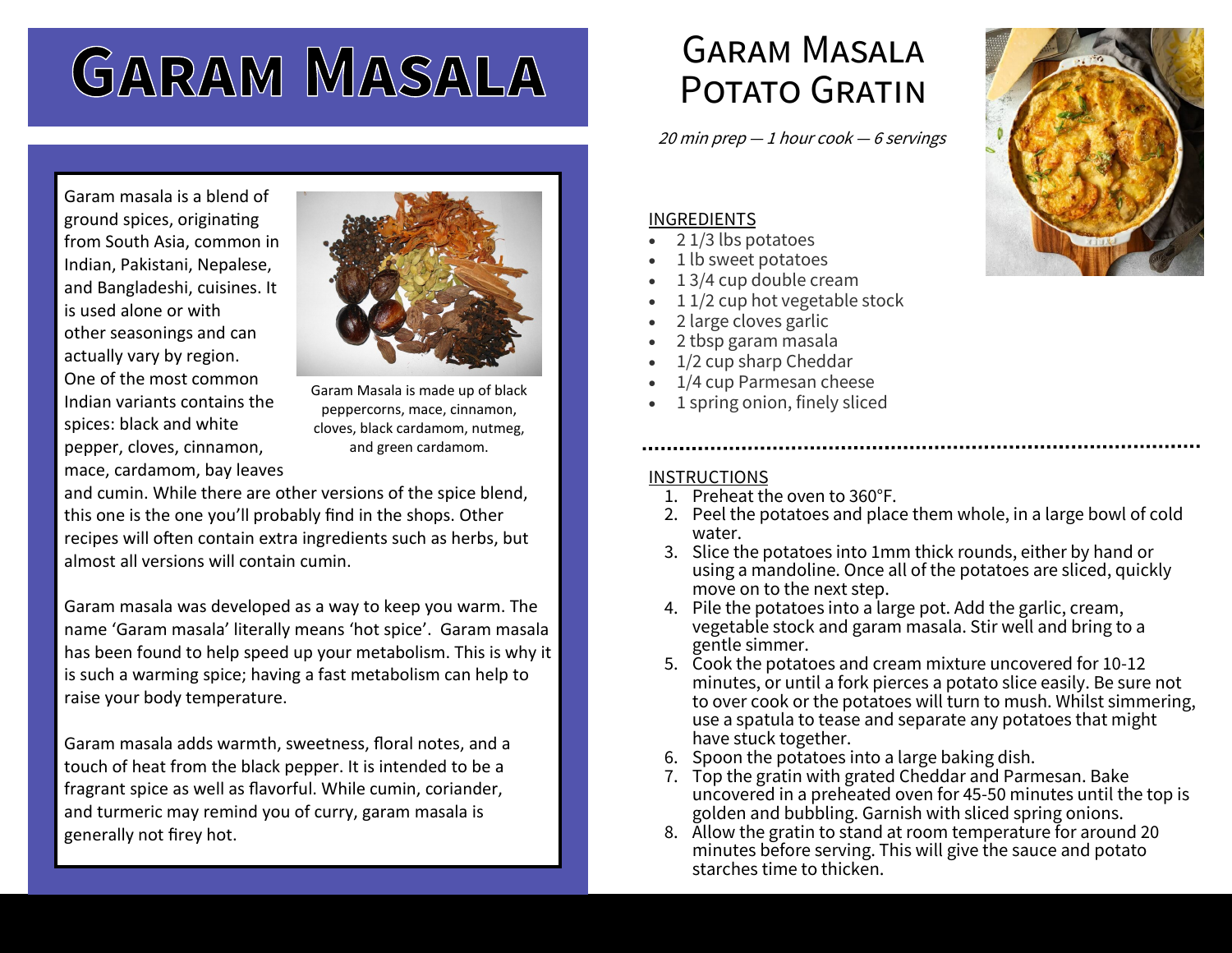# Garam Masala

Garam masala is a blend of ground spices, originating from South Asia, common in Indian, Pakistani, Nepalese, and Bangladeshi, cuisines. It is used alone or with other seasonings and can actually vary by region. One of the most common Indian variants contains the spices: black and white pepper, cloves, cinnamon, mace, cardamom, bay leaves and cumin. While there are other versions of the spice blend, this one is the one you'll probably find in the shops. Other recipes will often contain extra ingredients such as herbs, but almost all versions will contain cumin.

Garam Masala is made up of black peppercorns, mace, cinnamon, cloves, black cardamom, nutmeg, and green cardamom.

Garam masala was developed as a way to keep you warm. The name 'Garam masala' literally means 'hot spice'. Garam masala has been found to help speed up your metabolism. This is why it is such a warming spice; having a fast metabolism can help to raise your body temperature.

Garam masala adds warmth, sweetness, floral notes, and a touch of heat from the black pepper. It is intended to be a fragrant spice as well as flavorful. While cumin, coriander, and turmeric may remind you of curry, garam masala is generally not firey hot.

## Garam Masala Potato Gratin

*20 min prep — 1 hour cook — 6 servings*

### INGREDIENTS

- 2 1/3 lbs potatoes
- 1 lb sweet potatoes
- 1 3/4 cup double cream
- 1 1/2 cup hot vegetable stock
- 2 large cloves garlic
- 2 tbsp garam masala
- 1/2 cup sharp Cheddar
- 1/4 cup Parmesan cheese
- 1 spring onion, finely sliced

### INSTRUCTIONS

1. Preheat the oven to 360°F.
2. Peel the potatoes and place them whole, in a large bowl of cold water.
3. Slice the potatoes into 1mm thick rounds, either by hand or using a mandoline. Once all of the potatoes are sliced, quickly move on to the next step.
4. Pile the potatoes into a large pot. Add the garlic, cream, vegetable stock and garam masala. Stir well and bring to a gentle simmer.
5. Cook the potatoes and cream mixture uncovered for 10-12 minutes, or until a fork pierces a potato slice easily. Be sure not to over cook or the potatoes will turn to mush. Whilst simmering, use a spatula to tease and separate any potatoes that might have stuck together.
6. Spoon the potatoes into a large baking dish.
7. Top the gratin with grated Cheddar and Parmesan. Bake uncovered in a preheated oven for 45-50 minutes until the top is golden and bubbling. Garnish with sliced spring onions.
8. Allow the gratin to stand at room temperature for around 20 minutes before serving. This will give the sauce and potato starches time to thicken.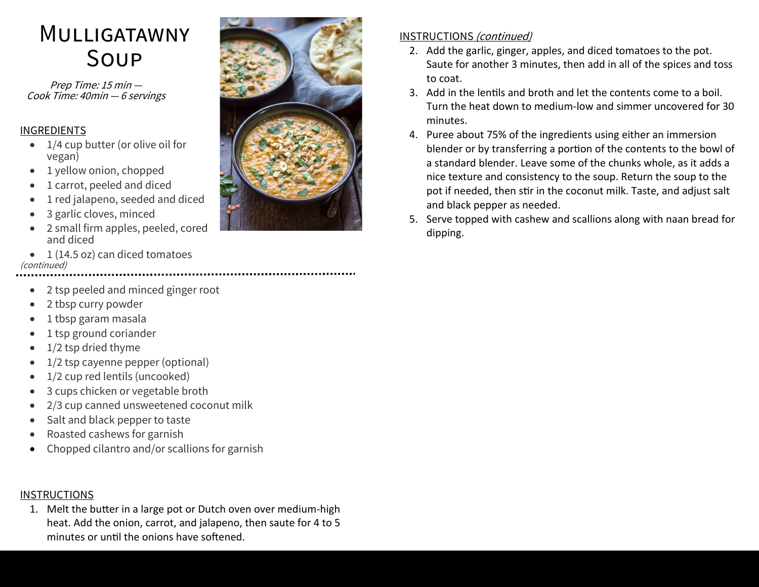# Mulligatawny Soup

*Prep Time: 15 min — Cook Time: 40min — 6 servings*

## INGREDIENTS

- 1/4 cup butter (or olive oil for vegan)
- 1 yellow onion, chopped
- 1 carrot, peeled and diced
- 1 red jalapeno, seeded and diced
- 3 garlic cloves, minced
- 2 small firm apples, peeled, cored and diced
- 1 (14.5 oz) can diced tomatoes

*(continued)*

- 2 tsp peeled and minced ginger root
- 2 tbsp curry powder
- 1 tbsp garam masala
- 1 tsp ground coriander
- 1/2 tsp dried thyme
- 1/2 tsp cayenne pepper (optional)
- 1/2 cup red lentils (uncooked)
- 3 cups chicken or vegetable broth
- 2/3 cup canned unsweetened coconut milk
- Salt and black pepper to taste
- Roasted cashews for garnish
- Chopped cilantro and/or scallions for garnish

## INSTRUCTIONS

1. Melt the butter in a large pot or Dutch oven over medium-high heat. Add the onion, carrot, and jalapeno, then saute for 4 to 5 minutes or until the onions have softened.

## INSTRUCTIONS *(continued)*

2. Add the garlic, ginger, apples, and diced tomatoes to the pot. Saute for another 3 minutes, then add in all of the spices and toss to coat.
3. Add in the lentils and broth and let the contents come to a boil. Turn the heat down to medium-low and simmer uncovered for 30 minutes.
4. Puree about 75% of the ingredients using either an immersion blender or by transferring a portion of the contents to the bowl of a standard blender. Leave some of the chunks whole, as it adds a nice texture and consistency to the soup. Return the soup to the pot if needed, then stir in the coconut milk. Taste, and adjust salt and black pepper as needed.
5. Serve topped with cashew and scallions along with naan bread for dipping.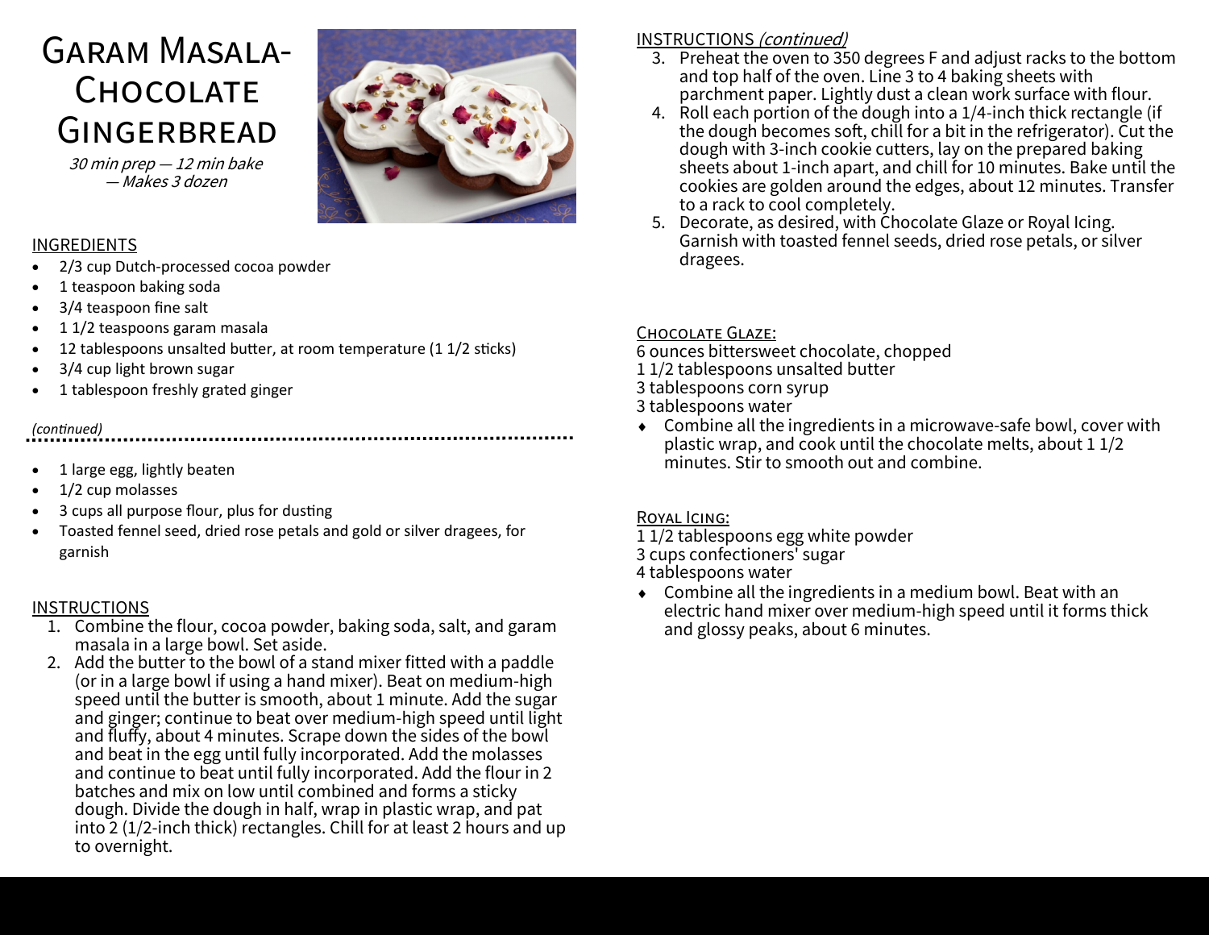# Garam Masala-Chocolate Gingerbread

*30 min prep — 12 min bake — Makes 3 dozen*

## INGREDIENTS

- 2/3 cup Dutch-processed cocoa powder
- 1 teaspoon baking soda
- 3/4 teaspoon fine salt
- 1 1/2 teaspoons garam masala
- 12 tablespoons unsalted butter, at room temperature (1 1/2 sticks)
- 3/4 cup light brown sugar
- 1 tablespoon freshly grated ginger

*(continued)*

- 1 large egg, lightly beaten
- 1/2 cup molasses
- 3 cups all purpose flour, plus for dusting
- Toasted fennel seed, dried rose petals and gold or silver dragees, for garnish

## INSTRUCTIONS

1. Combine the flour, cocoa powder, baking soda, salt, and garam masala in a large bowl. Set aside.
2. Add the butter to the bowl of a stand mixer fitted with a paddle (or in a large bowl if using a hand mixer). Beat on medium-high speed until the butter is smooth, about 1 minute. Add the sugar and ginger; continue to beat over medium-high speed until light and fluffy, about 4 minutes. Scrape down the sides of the bowl and beat in the egg until fully incorporated. Add the molasses and continue to beat until fully incorporated. Add the flour in 2 batches and mix on low until combined and forms a sticky dough. Divide the dough in half, wrap in plastic wrap, and pat into 2 (1/2-inch thick) rectangles. Chill for at least 2 hours and up to overnight.

## INSTRUCTIONS *(continued)*

3. Preheat the oven to 350 degrees F and adjust racks to the bottom and top half of the oven. Line 3 to 4 baking sheets with parchment paper. Lightly dust a clean work surface with flour.
4. Roll each portion of the dough into a 1/4-inch thick rectangle (if the dough becomes soft, chill for a bit in the refrigerator). Cut the dough with 3-inch cookie cutters, lay on the prepared baking sheets about 1-inch apart, and chill for 10 minutes. Bake until the cookies are golden around the edges, about 12 minutes. Transfer to a rack to cool completely.
5. Decorate, as desired, with Chocolate Glaze or Royal Icing. Garnish with toasted fennel seeds, dried rose petals, or silver dragees.

### Chocolate Glaze:

6 ounces bittersweet chocolate, chopped
1 1/2 tablespoons unsalted butter
3 tablespoons corn syrup
3 tablespoons water

- Combine all the ingredients in a microwave-safe bowl, cover with plastic wrap, and cook until the chocolate melts, about 1 1/2 minutes. Stir to smooth out and combine.

### Royal Icing:

1 1/2 tablespoons egg white powder
3 cups confectioners' sugar
4 tablespoons water

- Combine all the ingredients in a medium bowl. Beat with an electric hand mixer over medium-high speed until it forms thick and glossy peaks, about 6 minutes.